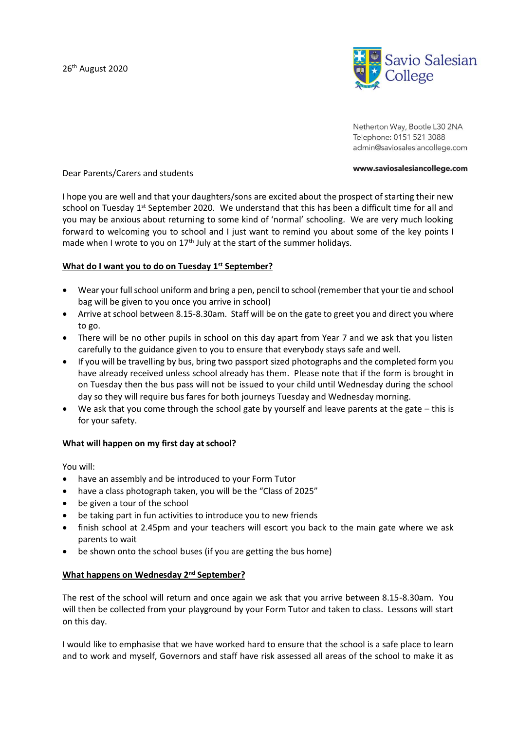26th August 2020

Savio Salesian College

Netherton Way, Bootle L30 2NA
Telephone: 0151 521 3088
admin@saviosalesiancollege.com

**www.saviosalesiancollege.com**

Dear Parents/Carers and students

I hope you are well and that your daughters/sons are excited about the prospect of starting their new school on Tuesday 1st September 2020. We understand that this has been a difficult time for all and you may be anxious about returning to some kind of 'normal' schooling. We are very much looking forward to welcoming you to school and I just want to remind you about some of the key points I made when I wrote to you on 17th July at the start of the summer holidays.

**<u>What do I want you to do on Tuesday 1st September?</u>**

- Wear your full school uniform and bring a pen, pencil to school (remember that your tie and school bag will be given to you once you arrive in school)
- Arrive at school between 8.15-8.30am. Staff will be on the gate to greet you and direct you where to go.
- There will be no other pupils in school on this day apart from Year 7 and we ask that you listen carefully to the guidance given to you to ensure that everybody stays safe and well.
- If you will be travelling by bus, bring two passport sized photographs and the completed form you have already received unless school already has them. Please note that if the form is brought in on Tuesday then the bus pass will not be issued to your child until Wednesday during the school day so they will require bus fares for both journeys Tuesday and Wednesday morning.
- We ask that you come through the school gate by yourself and leave parents at the gate – this is for your safety.

**<u>What will happen on my first day at school?</u>**

You will:

- have an assembly and be introduced to your Form Tutor
- have a class photograph taken, you will be the "Class of 2025"
- be given a tour of the school
- be taking part in fun activities to introduce you to new friends
- finish school at 2.45pm and your teachers will escort you back to the main gate where we ask parents to wait
- be shown onto the school buses (if you are getting the bus home)

**<u>What happens on Wednesday 2nd September?</u>**

The rest of the school will return and once again we ask that you arrive between 8.15-8.30am. You will then be collected from your playground by your Form Tutor and taken to class. Lessons will start on this day.

I would like to emphasise that we have worked hard to ensure that the school is a safe place to learn and to work and myself, Governors and staff have risk assessed all areas of the school to make it as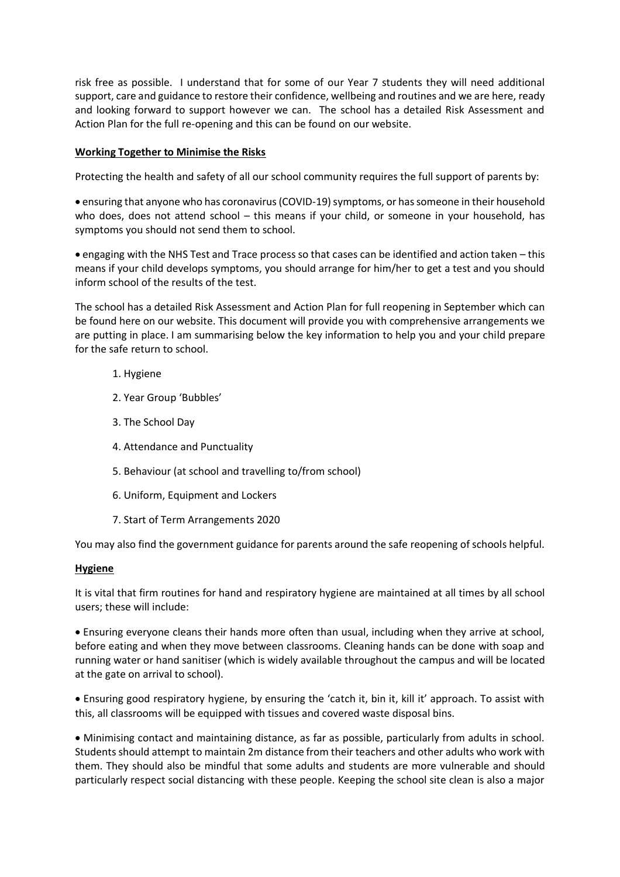risk free as possible. I understand that for some of our Year 7 students they will need additional support, care and guidance to restore their confidence, wellbeing and routines and we are here, ready and looking forward to support however we can. The school has a detailed Risk Assessment and Action Plan for the full re-opening and this can be found on our website.

**Working Together to Minimise the Risks**

Protecting the health and safety of all our school community requires the full support of parents by:

- ensuring that anyone who has coronavirus (COVID-19) symptoms, or has someone in their household who does, does not attend school – this means if your child, or someone in your household, has symptoms you should not send them to school.

- engaging with the NHS Test and Trace process so that cases can be identified and action taken – this means if your child develops symptoms, you should arrange for him/her to get a test and you should inform school of the results of the test.

The school has a detailed Risk Assessment and Action Plan for full reopening in September which can be found here on our website. This document will provide you with comprehensive arrangements we are putting in place. I am summarising below the key information to help you and your child prepare for the safe return to school.

1. Hygiene
2. Year Group 'Bubbles'
3. The School Day
4. Attendance and Punctuality
5. Behaviour (at school and travelling to/from school)
6. Uniform, Equipment and Lockers
7. Start of Term Arrangements 2020

You may also find the government guidance for parents around the safe reopening of schools helpful.

**Hygiene**

It is vital that firm routines for hand and respiratory hygiene are maintained at all times by all school users; these will include:

- Ensuring everyone cleans their hands more often than usual, including when they arrive at school, before eating and when they move between classrooms. Cleaning hands can be done with soap and running water or hand sanitiser (which is widely available throughout the campus and will be located at the gate on arrival to school).

- Ensuring good respiratory hygiene, by ensuring the 'catch it, bin it, kill it' approach. To assist with this, all classrooms will be equipped with tissues and covered waste disposal bins.

- Minimising contact and maintaining distance, as far as possible, particularly from adults in school. Students should attempt to maintain 2m distance from their teachers and other adults who work with them. They should also be mindful that some adults and students are more vulnerable and should particularly respect social distancing with these people. Keeping the school site clean is also a major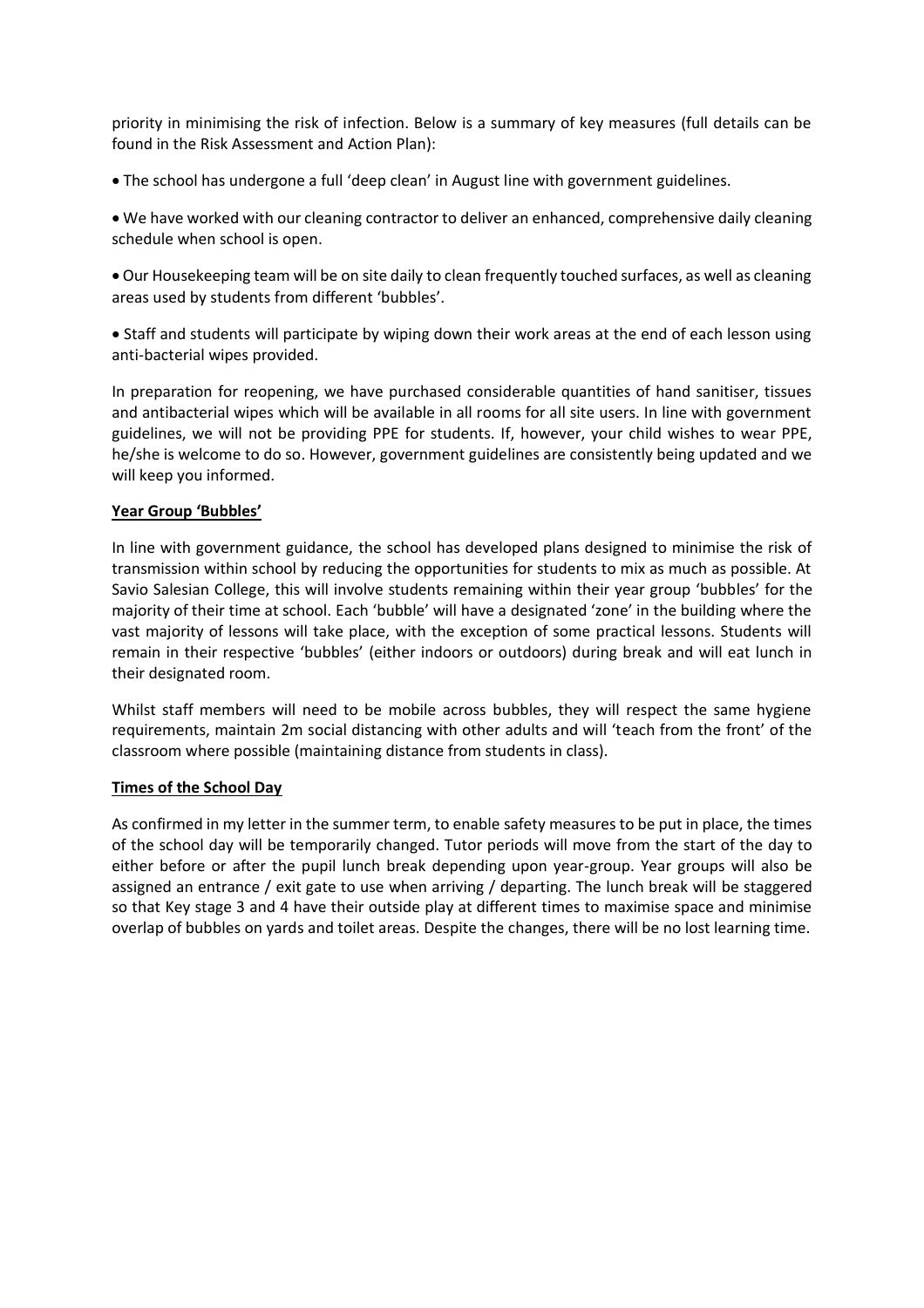priority in minimising the risk of infection. Below is a summary of key measures (full details can be found in the Risk Assessment and Action Plan):

- The school has undergone a full 'deep clean' in August line with government guidelines.

- We have worked with our cleaning contractor to deliver an enhanced, comprehensive daily cleaning schedule when school is open.

- Our Housekeeping team will be on site daily to clean frequently touched surfaces, as well as cleaning areas used by students from different 'bubbles'.

- Staff and students will participate by wiping down their work areas at the end of each lesson using anti-bacterial wipes provided.

In preparation for reopening, we have purchased considerable quantities of hand sanitiser, tissues and antibacterial wipes which will be available in all rooms for all site users. In line with government guidelines, we will not be providing PPE for students. If, however, your child wishes to wear PPE, he/she is welcome to do so. However, government guidelines are consistently being updated and we will keep you informed.

**Year Group 'Bubbles'**

In line with government guidance, the school has developed plans designed to minimise the risk of transmission within school by reducing the opportunities for students to mix as much as possible. At Savio Salesian College, this will involve students remaining within their year group 'bubbles' for the majority of their time at school. Each 'bubble' will have a designated 'zone' in the building where the vast majority of lessons will take place, with the exception of some practical lessons. Students will remain in their respective 'bubbles' (either indoors or outdoors) during break and will eat lunch in their designated room.

Whilst staff members will need to be mobile across bubbles, they will respect the same hygiene requirements, maintain 2m social distancing with other adults and will 'teach from the front' of the classroom where possible (maintaining distance from students in class).

**Times of the School Day**

As confirmed in my letter in the summer term, to enable safety measures to be put in place, the times of the school day will be temporarily changed. Tutor periods will move from the start of the day to either before or after the pupil lunch break depending upon year-group. Year groups will also be assigned an entrance / exit gate to use when arriving / departing. The lunch break will be staggered so that Key stage 3 and 4 have their outside play at different times to maximise space and minimise overlap of bubbles on yards and toilet areas. Despite the changes, there will be no lost learning time.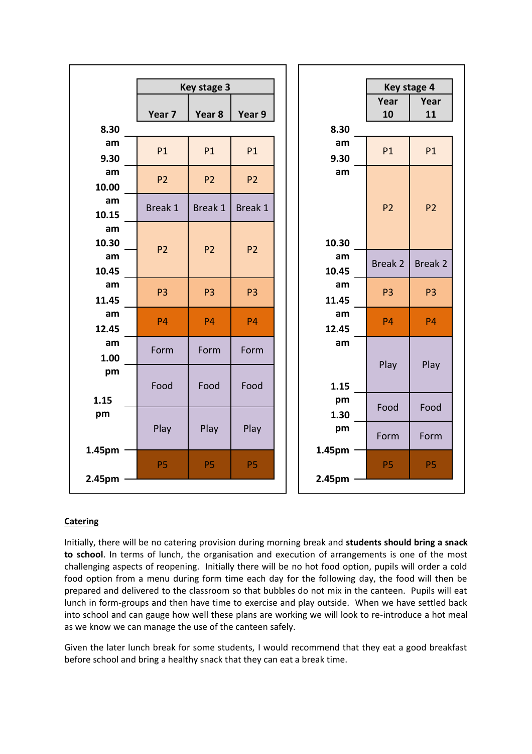| Time | Key stage 3 | | |
|---|---|---|---|
| | Year 7 | Year 8 | Year 9 |
| 8.30 am – 9.30 am | P1 | P1 | P1 |
| 9.30 am – 10.00 am | P2 | P2 | P2 |
| 10.00 am – 10.15 am | Break 1 | Break 1 | Break 1 |
| 10.15 am – 10.45 am | P2 | P2 | P2 |
| 10.45 am – 11.45 am | P3 | P3 | P3 |
| 11.45 am – 12.45 am | P4 | P4 | P4 |
| 12.45 am – 1.00 pm | Form | Form | Form |
| 1.00 pm – 1.15 pm | Food | Food | Food |
| 1.15 pm – 1.45pm | Play | Play | Play |
| 1.45pm – 2.45pm | P5 | P5 | P5 |

| Time | Key stage 4 | |
|---|---|---|
| | Year 10 | Year 11 |
| 8.30 am – 9.30 am | P1 | P1 |
| 9.30 am – 10.30 am | P2 | P2 |
| 10.30 am – 10.45 am | Break 2 | Break 2 |
| 10.45 am – 11.45 am | P3 | P3 |
| 11.45 am – 12.45 am | P4 | P4 |
| 12.45 am – 1.15 pm | Play | Play |
| 1.15 pm – 1.30 pm | Food | Food |
| 1.30 pm – 1.45pm | Form | Form |
| 1.45pm – 2.45pm | P5 | P5 |

## Catering

Initially, there will be no catering provision during morning break and **students should bring a snack to school**. In terms of lunch, the organisation and execution of arrangements is one of the most challenging aspects of reopening. Initially there will be no hot food option, pupils will order a cold food option from a menu during form time each day for the following day, the food will then be prepared and delivered to the classroom so that bubbles do not mix in the canteen. Pupils will eat lunch in form-groups and then have time to exercise and play outside. When we have settled back into school and can gauge how well these plans are working we will look to re-introduce a hot meal as we know we can manage the use of the canteen safely.

Given the later lunch break for some students, I would recommend that they eat a good breakfast before school and bring a healthy snack that they can eat a break time.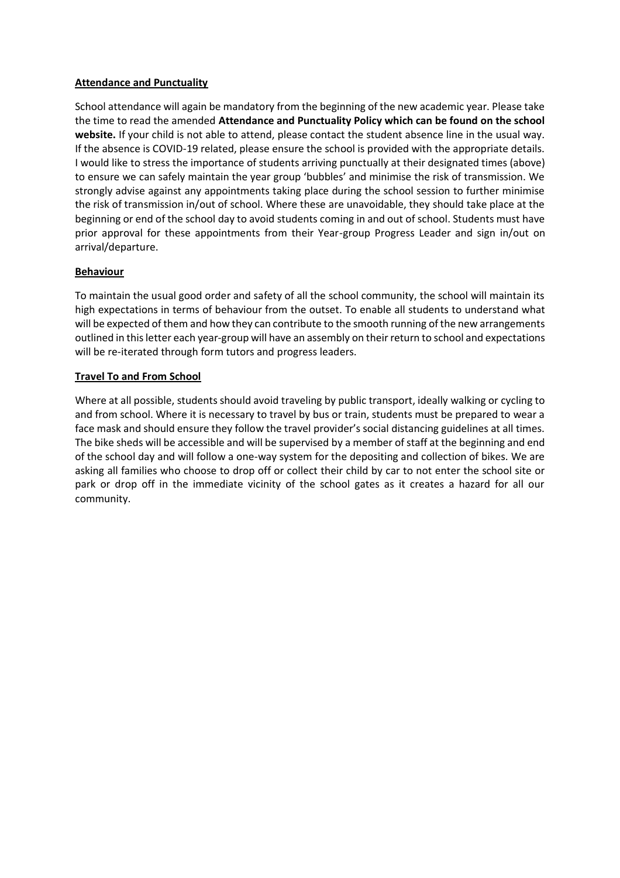**Attendance and Punctuality**

School attendance will again be mandatory from the beginning of the new academic year. Please take the time to read the amended **Attendance and Punctuality Policy which can be found on the school website.** If your child is not able to attend, please contact the student absence line in the usual way. If the absence is COVID-19 related, please ensure the school is provided with the appropriate details. I would like to stress the importance of students arriving punctually at their designated times (above) to ensure we can safely maintain the year group 'bubbles' and minimise the risk of transmission. We strongly advise against any appointments taking place during the school session to further minimise the risk of transmission in/out of school. Where these are unavoidable, they should take place at the beginning or end of the school day to avoid students coming in and out of school. Students must have prior approval for these appointments from their Year-group Progress Leader and sign in/out on arrival/departure.

**Behaviour**

To maintain the usual good order and safety of all the school community, the school will maintain its high expectations in terms of behaviour from the outset. To enable all students to understand what will be expected of them and how they can contribute to the smooth running of the new arrangements outlined in this letter each year-group will have an assembly on their return to school and expectations will be re-iterated through form tutors and progress leaders.

**Travel To and From School**

Where at all possible, students should avoid traveling by public transport, ideally walking or cycling to and from school. Where it is necessary to travel by bus or train, students must be prepared to wear a face mask and should ensure they follow the travel provider's social distancing guidelines at all times. The bike sheds will be accessible and will be supervised by a member of staff at the beginning and end of the school day and will follow a one-way system for the depositing and collection of bikes. We are asking all families who choose to drop off or collect their child by car to not enter the school site or park or drop off in the immediate vicinity of the school gates as it creates a hazard for all our community.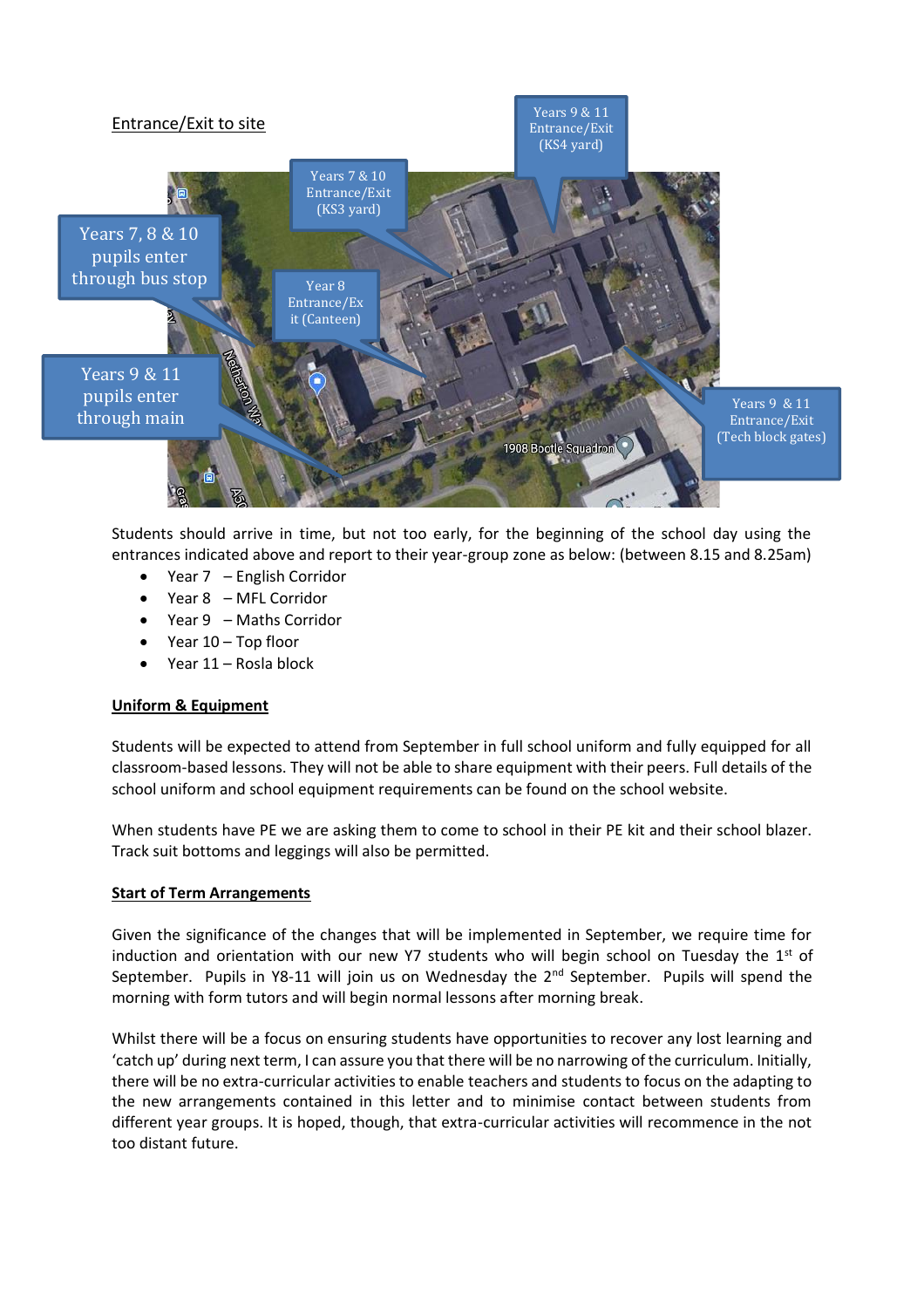Entrance/Exit to site

Years 9 & 11 Entrance/Exit (KS4 yard)

Years 7 & 10 Entrance/Exit (KS3 yard)

Years 7, 8 & 10 pupils enter through bus stop

Year 8 Entrance/Exit (Canteen)

Years 9 & 11 pupils enter through main

Years 9 & 11 Entrance/Exit (Tech block gates)

Students should arrive in time, but not too early, for the beginning of the school day using the entrances indicated above and report to their year-group zone as below: (between 8.15 and 8.25am)

- Year 7 – English Corridor
- Year 8 – MFL Corridor
- Year 9 – Maths Corridor
- Year 10 – Top floor
- Year 11 – Rosla block

**Uniform & Equipment**

Students will be expected to attend from September in full school uniform and fully equipped for all classroom-based lessons. They will not be able to share equipment with their peers. Full details of the school uniform and school equipment requirements can be found on the school website.

When students have PE we are asking them to come to school in their PE kit and their school blazer. Track suit bottoms and leggings will also be permitted.

**Start of Term Arrangements**

Given the significance of the changes that will be implemented in September, we require time for induction and orientation with our new Y7 students who will begin school on Tuesday the 1st of September. Pupils in Y8-11 will join us on Wednesday the 2nd September. Pupils will spend the morning with form tutors and will begin normal lessons after morning break.

Whilst there will be a focus on ensuring students have opportunities to recover any lost learning and 'catch up' during next term, I can assure you that there will be no narrowing of the curriculum. Initially, there will be no extra-curricular activities to enable teachers and students to focus on the adapting to the new arrangements contained in this letter and to minimise contact between students from different year groups. It is hoped, though, that extra-curricular activities will recommence in the not too distant future.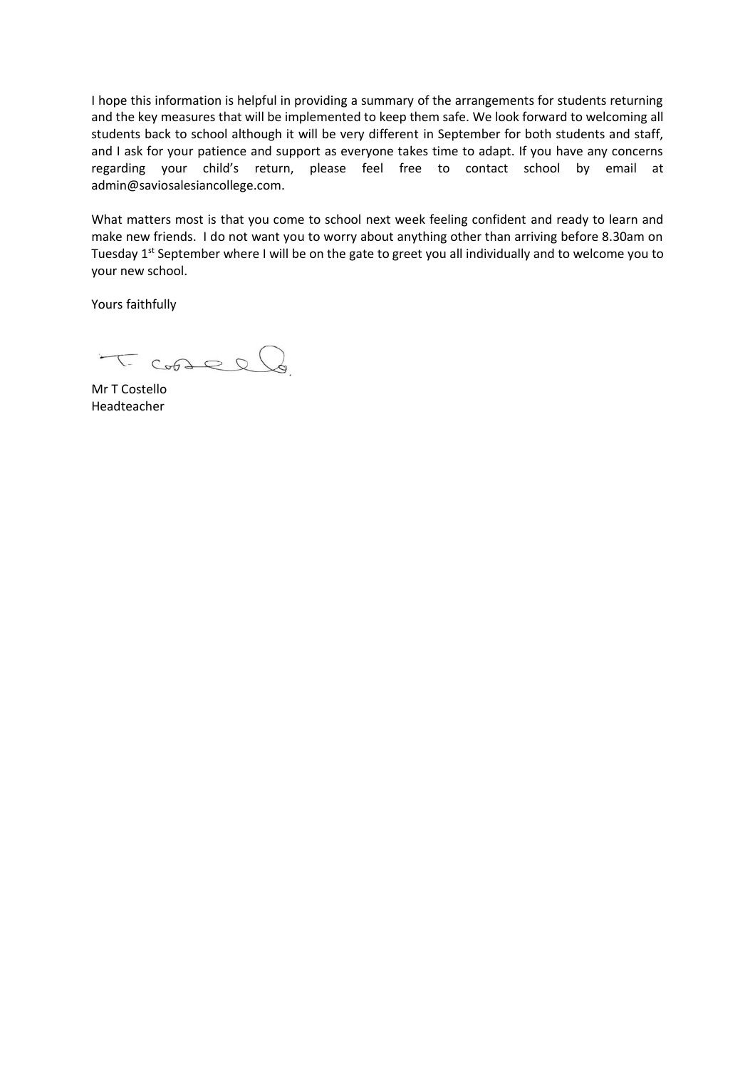I hope this information is helpful in providing a summary of the arrangements for students returning and the key measures that will be implemented to keep them safe. We look forward to welcoming all students back to school although it will be very different in September for both students and staff, and I ask for your patience and support as everyone takes time to adapt. If you have any concerns regarding your child's return, please feel free to contact school by email at admin@saviosalesiancollege.com.

What matters most is that you come to school next week feeling confident and ready to learn and make new friends. I do not want you to worry about anything other than arriving before 8.30am on Tuesday 1st September where I will be on the gate to greet you all individually and to welcome you to your new school.

Yours faithfully

Mr T Costello  
Headteacher